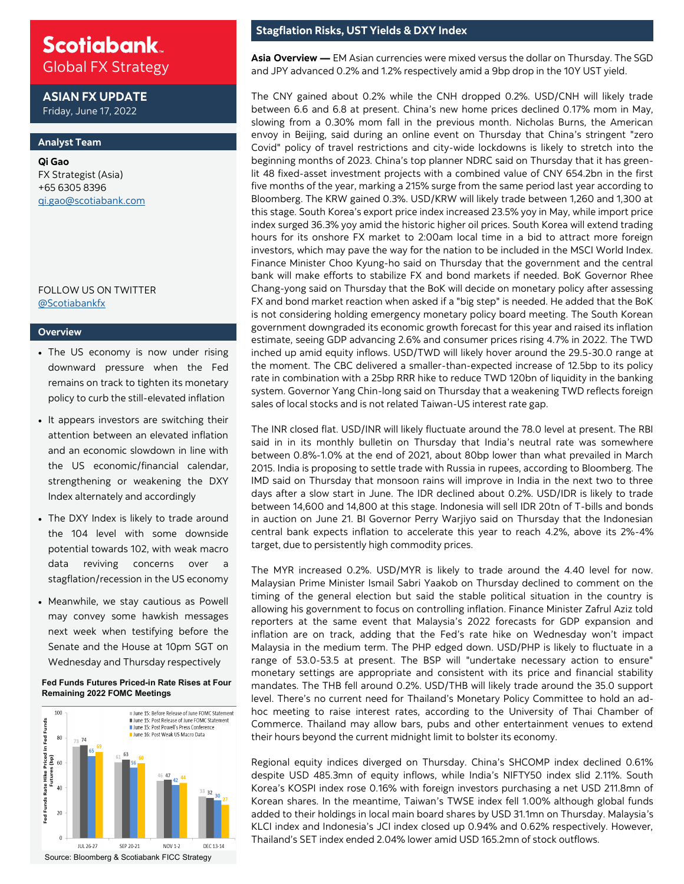# Scotiabank Global FX Strategy

## ASIAN FX UPDATE

Friday, June 17, 2022

### Analyst Team

**Qi Gao**
FX Strategist (Asia)
+65 6305 8396
qi.gao@scotiabank.com

FOLLOW US ON TWITTER
@Scotiabankfx

### Overview

- The US economy is now under rising downward pressure when the Fed remains on track to tighten its monetary policy to curb the still-elevated inflation
- It appears investors are switching their attention between an elevated inflation and an economic slowdown in line with the US economic/financial calendar, strengthening or weakening the DXY Index alternately and accordingly
- The DXY Index is likely to trade around the 104 level with some downside potential towards 102, with weak macro data reviving concerns over a stagflation/recession in the US economy
- Meanwhile, we stay cautious as Powell may convey some hawkish messages next week when testifying before the Senate and the House at 10pm SGT on Wednesday and Thursday respectively

**Fed Funds Futures Priced-in Rate Rises at Four Remaining 2022 FOMC Meetings**

Fed Funds Rate Hike Priced in Fed Funds Futures (bp)

| FOMC Meeting | June 15: Before Release of June FOMC Statement | June 15: Post Release of June FOMC Statement | June 15: Post Powell's Press Conference | June 16: Post Weak US Macro Data |
|---|---|---|---|---|
| JUL 26-27 | 73 | 74 | 65 | 69 |
| SEP 20-21 | 61 | 63 | 56 | 60 |
| NOV 1-2 | 46 | 47 | 42 | 44 |
| DEC 13-14 | 33 | 32 | 30 | 27 |

Source: Bloomberg & Scotiabank FICC Strategy

## Stagflation Risks, UST Yields & DXY Index

**Asia Overview —** EM Asian currencies were mixed versus the dollar on Thursday. The SGD and JPY advanced 0.2% and 1.2% respectively amid a 9bp drop in the 10Y UST yield.

The CNY gained about 0.2% while the CNH dropped 0.2%. USD/CNH will likely trade between 6.6 and 6.8 at present. China's new home prices declined 0.17% mom in May, slowing from a 0.30% mom fall in the previous month. Nicholas Burns, the American envoy in Beijing, said during an online event on Thursday that China's stringent "zero Covid" policy of travel restrictions and city-wide lockdowns is likely to stretch into the beginning months of 2023. China's top planner NDRC said on Thursday that it has green-lit 48 fixed-asset investment projects with a combined value of CNY 654.2bn in the first five months of the year, marking a 215% surge from the same period last year according to Bloomberg. The KRW gained 0.3%. USD/KRW will likely trade between 1,260 and 1,300 at this stage. South Korea's export price index increased 23.5% yoy in May, while import price index surged 36.3% yoy amid the historic higher oil prices. South Korea will extend trading hours for its onshore FX market to 2:00am local time in a bid to attract more foreign investors, which may pave the way for the nation to be included in the MSCI World Index. Finance Minister Choo Kyung-ho said on Thursday that the government and the central bank will make efforts to stabilize FX and bond markets if needed. BoK Governor Rhee Chang-yong said on Thursday that the BoK will decide on monetary policy after assessing FX and bond market reaction when asked if a "big step" is needed. He added that the BoK is not considering holding emergency monetary policy board meeting. The South Korean government downgraded its economic growth forecast for this year and raised its inflation estimate, seeing GDP advancing 2.6% and consumer prices rising 4.7% in 2022. The TWD inched up amid equity inflows. USD/TWD will likely hover around the 29.5-30.0 range at the moment. The CBC delivered a smaller-than-expected increase of 12.5bp to its policy rate in combination with a 25bp RRR hike to reduce TWD 120bn of liquidity in the banking system. Governor Yang Chin-long said on Thursday that a weakening TWD reflects foreign sales of local stocks and is not related Taiwan-US interest rate gap.

The INR closed flat. USD/INR will likely fluctuate around the 78.0 level at present. The RBI said in in its monthly bulletin on Thursday that India's neutral rate was somewhere between 0.8%-1.0% at the end of 2021, about 80bp lower than what prevailed in March 2015. India is proposing to settle trade with Russia in rupees, according to Bloomberg. The IMD said on Thursday that monsoon rains will improve in India in the next two to three days after a slow start in June. The IDR declined about 0.2%. USD/IDR is likely to trade between 14,600 and 14,800 at this stage. Indonesia will sell IDR 20tn of T-bills and bonds in auction on June 21. BI Governor Perry Warjiyo said on Thursday that the Indonesian central bank expects inflation to accelerate this year to reach 4.2%, above its 2%-4% target, due to persistently high commodity prices.

The MYR increased 0.2%. USD/MYR is likely to trade around the 4.40 level for now. Malaysian Prime Minister Ismail Sabri Yaakob on Thursday declined to comment on the timing of the general election but said the stable political situation in the country is allowing his government to focus on controlling inflation. Finance Minister Zafrul Aziz told reporters at the same event that Malaysia's 2022 forecasts for GDP expansion and inflation are on track, adding that the Fed's rate hike on Wednesday won't impact Malaysia in the medium term. The PHP edged down. USD/PHP is likely to fluctuate in a range of 53.0-53.5 at present. The BSP will "undertake necessary action to ensure" monetary settings are appropriate and consistent with its price and financial stability mandates. The THB fell around 0.2%. USD/THB will likely trade around the 35.0 support level. There's no current need for Thailand's Monetary Policy Committee to hold an ad-hoc meeting to raise interest rates, according to the University of Thai Chamber of Commerce. Thailand may allow bars, pubs and other entertainment venues to extend their hours beyond the current midnight limit to bolster its economy.

Regional equity indices diverged on Thursday. China's SHCOMP index declined 0.61% despite USD 485.3mn of equity inflows, while India's NIFTY50 index slid 2.11%. South Korea's KOSPI index rose 0.16% with foreign investors purchasing a net USD 211.8mn of Korean shares. In the meantime, Taiwan's TWSE index fell 1.00% although global funds added to their holdings in local main board shares by USD 31.1mn on Thursday. Malaysia's KLCI index and Indonesia's JCI index closed up 0.94% and 0.62% respectively. However, Thailand's SET index ended 2.04% lower amid USD 165.2mn of stock outflows.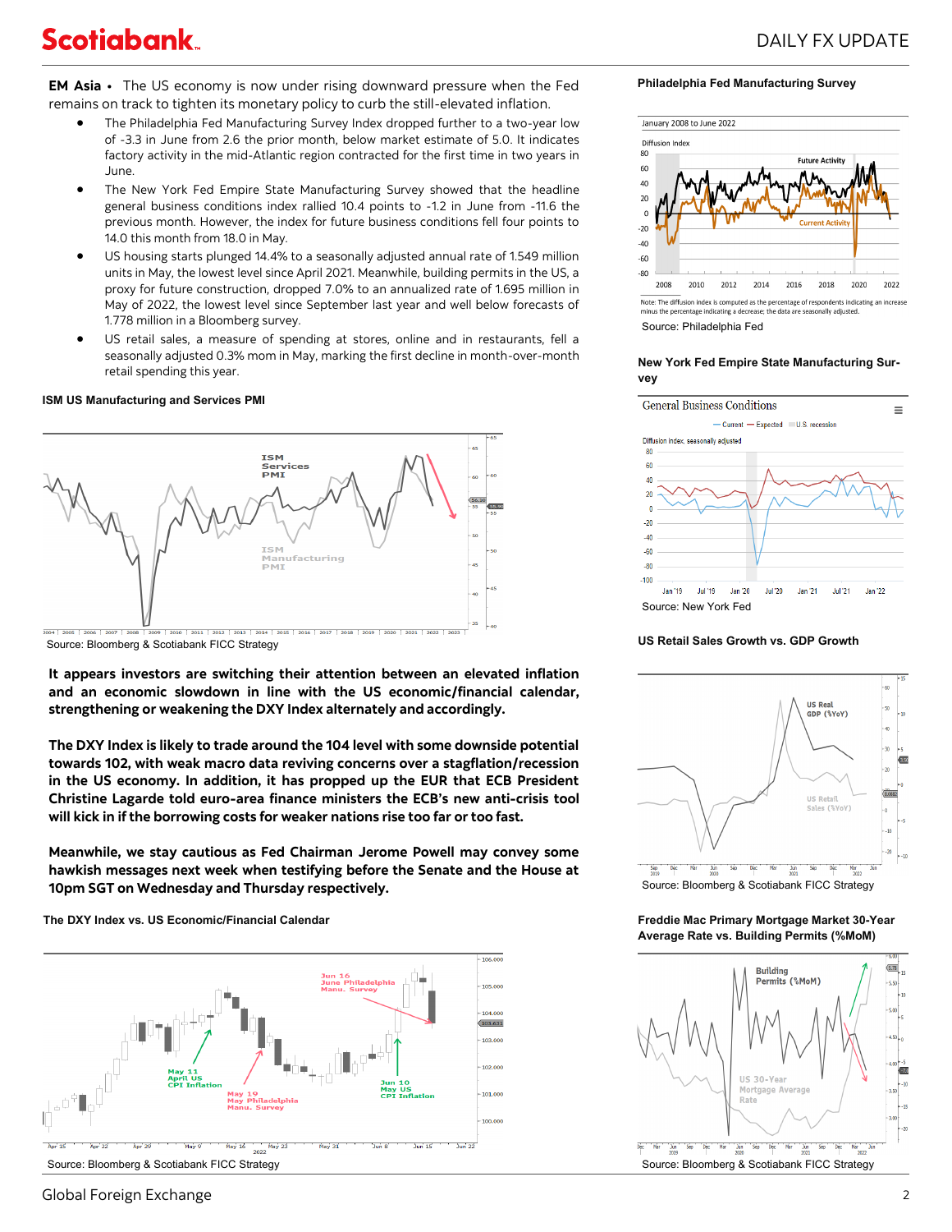**EM Asia** • The US economy is now under rising downward pressure when the Fed remains on track to tighten its monetary policy to curb the still-elevated inflation.

- The Philadelphia Fed Manufacturing Survey Index dropped further to a two-year low of -3.3 in June from 2.6 the prior month, below market estimate of 5.0. It indicates factory activity in the mid-Atlantic region contracted for the first time in two years in June.
- The New York Fed Empire State Manufacturing Survey showed that the headline general business conditions index rallied 10.4 points to -1.2 in June from -11.6 the previous month. However, the index for future business conditions fell four points to 14.0 this month from 18.0 in May.
- US housing starts plunged 14.4% to a seasonally adjusted annual rate of 1.549 million units in May, the lowest level since April 2021. Meanwhile, building permits in the US, a proxy for future construction, dropped 7.0% to an annualized rate of 1.695 million in May of 2022, the lowest level since September last year and well below forecasts of 1.778 million in a Bloomberg survey.
- US retail sales, a measure of spending at stores, online and in restaurants, fell a seasonally adjusted 0.3% mom in May, marking the first decline in month-over-month retail spending this year.

**ISM US Manufacturing and Services PMI**

Source: Bloomberg & Scotiabank FICC Strategy

**It appears investors are switching their attention between an elevated inflation and an economic slowdown in line with the US economic/financial calendar, strengthening or weakening the DXY Index alternately and accordingly.**

**The DXY Index is likely to trade around the 104 level with some downside potential towards 102, with weak macro data reviving concerns over a stagflation/recession in the US economy. In addition, it has propped up the EUR that ECB President Christine Lagarde told euro-area finance ministers the ECB's new anti-crisis tool will kick in if the borrowing costs for weaker nations rise too far or too fast.**

**Meanwhile, we stay cautious as Fed Chairman Jerome Powell may convey some hawkish messages next week when testifying before the Senate and the House at 10pm SGT on Wednesday and Thursday respectively.**

**The DXY Index vs. US Economic/Financial Calendar**

Source: Bloomberg & Scotiabank FICC Strategy

**Philadelphia Fed Manufacturing Survey**

Note: The diffusion index is computed as the percentage of respondents indicating an increase minus the percentage indicating a decrease; the data are seasonally adjusted.

Source: Philadelphia Fed

**New York Fed Empire State Manufacturing Survey**

Source: New York Fed

**US Retail Sales Growth vs. GDP Growth**

Source: Bloomberg & Scotiabank FICC Strategy

**Freddie Mac Primary Mortgage Market 30-Year Average Rate vs. Building Permits (%MoM)**

Source: Bloomberg & Scotiabank FICC Strategy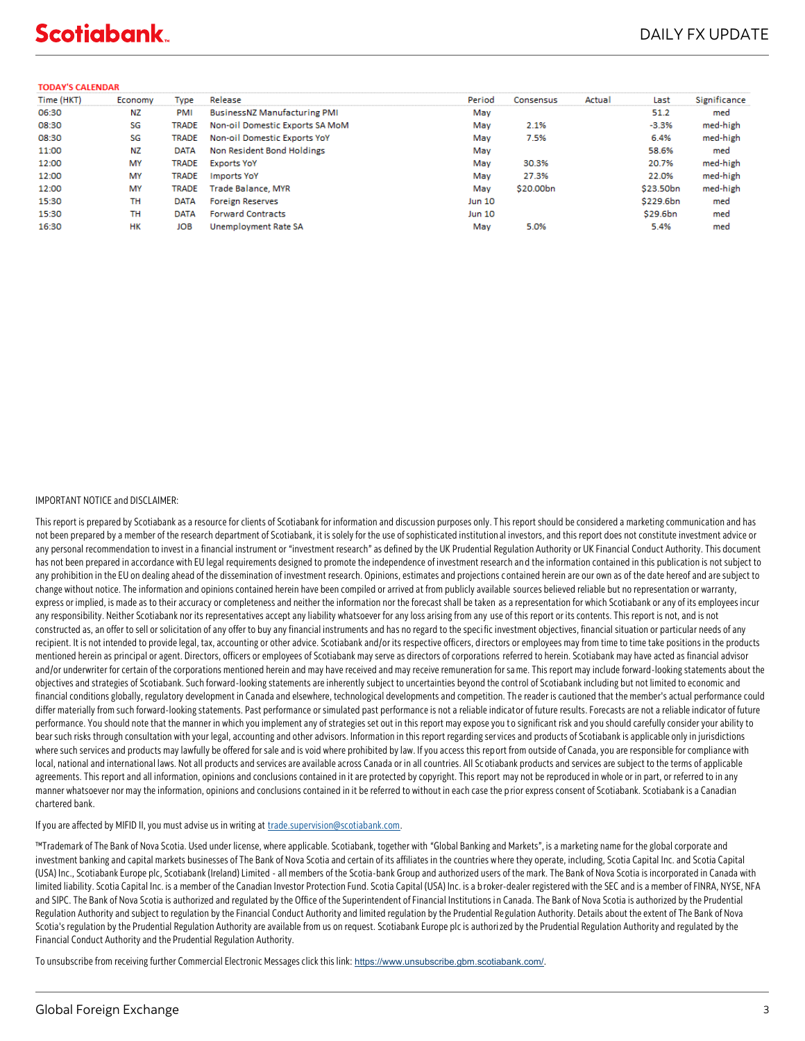**TODAY'S CALENDAR**

| Time (HKT) | Economy | Type | Release | Period | Consensus | Actual | Last | Significance |
|---|---|---|---|---|---|---|---|---|
| 06:30 | NZ | PMI | BusinessNZ Manufacturing PMI | May | | | 51.2 | med |
| 08:30 | SG | TRADE | Non-oil Domestic Exports SA MoM | May | 2.1% | | -3.3% | med-high |
| 08:30 | SG | TRADE | Non-oil Domestic Exports YoY | May | 7.5% | | 6.4% | med-high |
| 11:00 | NZ | DATA | Non Resident Bond Holdings | May | | | 58.6% | med |
| 12:00 | MY | TRADE | Exports YoY | May | 30.3% | | 20.7% | med-high |
| 12:00 | MY | TRADE | Imports YoY | May | 27.3% | | 22.0% | med-high |
| 12:00 | MY | TRADE | Trade Balance, MYR | May | $20.00bn | | $23.50bn | med-high |
| 15:30 | TH | DATA | Foreign Reserves | Jun 10 | | | $229.6bn | med |
| 15:30 | TH | DATA | Forward Contracts | Jun 10 | | | $29.6bn | med |
| 16:30 | HK | JOB | Unemployment Rate SA | May | 5.0% | | 5.4% | med |

IMPORTANT NOTICE and DISCLAIMER:

This report is prepared by Scotiabank as a resource for clients of Scotiabank for information and discussion purposes only. This report should be considered a marketing communication and has not been prepared by a member of the research department of Scotiabank, it is solely for the use of sophisticated institutional investors, and this report does not constitute investment advice or any personal recommendation to invest in a financial instrument or "investment research" as defined by the UK Prudential Regulation Authority or UK Financial Conduct Authority. This document has not been prepared in accordance with EU legal requirements designed to promote the independence of investment research and the information contained in this publication is not subject to any prohibition in the EU on dealing ahead of the dissemination of investment research. Opinions, estimates and projections contained herein are our own as of the date hereof and are subject to change without notice. The information and opinions contained herein have been compiled or arrived at from publicly available sources believed reliable but no representation or warranty, express or implied, is made as to their accuracy or completeness and neither the information nor the forecast shall be taken as a representation for which Scotiabank or any of its employees incur any responsibility. Neither Scotiabank nor its representatives accept any liability whatsoever for any loss arising from any use of this report or its contents. This report is not, and is not constructed as, an offer to sell or solicitation of any offer to buy any financial instruments and has no regard to the specific investment objectives, financial situation or particular needs of any recipient. It is not intended to provide legal, tax, accounting or other advice. Scotiabank and/or its respective officers, directors or employees may from time to time take positions in the products mentioned herein as principal or agent. Directors, officers or employees of Scotiabank may serve as directors of corporations referred to herein. Scotiabank may have acted as financial advisor and/or underwriter for certain of the corporations mentioned herein and may have received and may receive remuneration for same. This report may include forward-looking statements about the objectives and strategies of Scotiabank. Such forward-looking statements are inherently subject to uncertainties beyond the control of Scotiabank including but not limited to economic and financial conditions globally, regulatory development in Canada and elsewhere, technological developments and competition. The reader is cautioned that the member's actual performance could differ materially from such forward-looking statements. Past performance or simulated past performance is not a reliable indicator of future results. Forecasts are not a reliable indicator of future performance. You should note that the manner in which you implement any of strategies set out in this report may expose you to significant risk and you should carefully consider your ability to bear such risks through consultation with your legal, accounting and other advisors. Information in this report regarding services and products of Scotiabank is applicable only in jurisdictions where such services and products may lawfully be offered for sale and is void where prohibited by law. If you access this report from outside of Canada, you are responsible for compliance with local, national and international laws. Not all products and services are available across Canada or in all countries. All Scotiabank products and services are subject to the terms of applicable agreements. This report and all information, opinions and conclusions contained in it are protected by copyright. This report may not be reproduced in whole or in part, or referred to in any manner whatsoever nor may the information, opinions and conclusions contained in it be referred to without in each case the prior express consent of Scotiabank. Scotiabank is a Canadian chartered bank.

If you are affected by MIFID II, you must advise us in writing at trade.supervision@scotiabank.com.

™Trademark of The Bank of Nova Scotia. Used under license, where applicable. Scotiabank, together with "Global Banking and Markets", is a marketing name for the global corporate and investment banking and capital markets businesses of The Bank of Nova Scotia and certain of its affiliates in the countries where they operate, including, Scotia Capital Inc. and Scotia Capital (USA) Inc., Scotiabank Europe plc, Scotiabank (Ireland) Limited - all members of the Scotia-bank Group and authorized users of the mark. The Bank of Nova Scotia is incorporated in Canada with limited liability. Scotia Capital Inc. is a member of the Canadian Investor Protection Fund. Scotia Capital (USA) Inc. is a broker-dealer registered with the SEC and is a member of FINRA, NYSE, NFA and SIPC. The Bank of Nova Scotia is authorized and regulated by the Office of the Superintendent of Financial Institutions in Canada. The Bank of Nova Scotia is authorized by the Prudential Regulation Authority and subject to regulation by the Financial Conduct Authority and limited regulation by the Prudential Regulation Authority. Details about the extent of The Bank of Nova Scotia's regulation by the Prudential Regulation Authority are available from us on request. Scotiabank Europe plc is authorized by the Prudential Regulation Authority and regulated by the Financial Conduct Authority and the Prudential Regulation Authority.

To unsubscribe from receiving further Commercial Electronic Messages click this link: https://www.unsubscribe.gbm.scotiabank.com/.